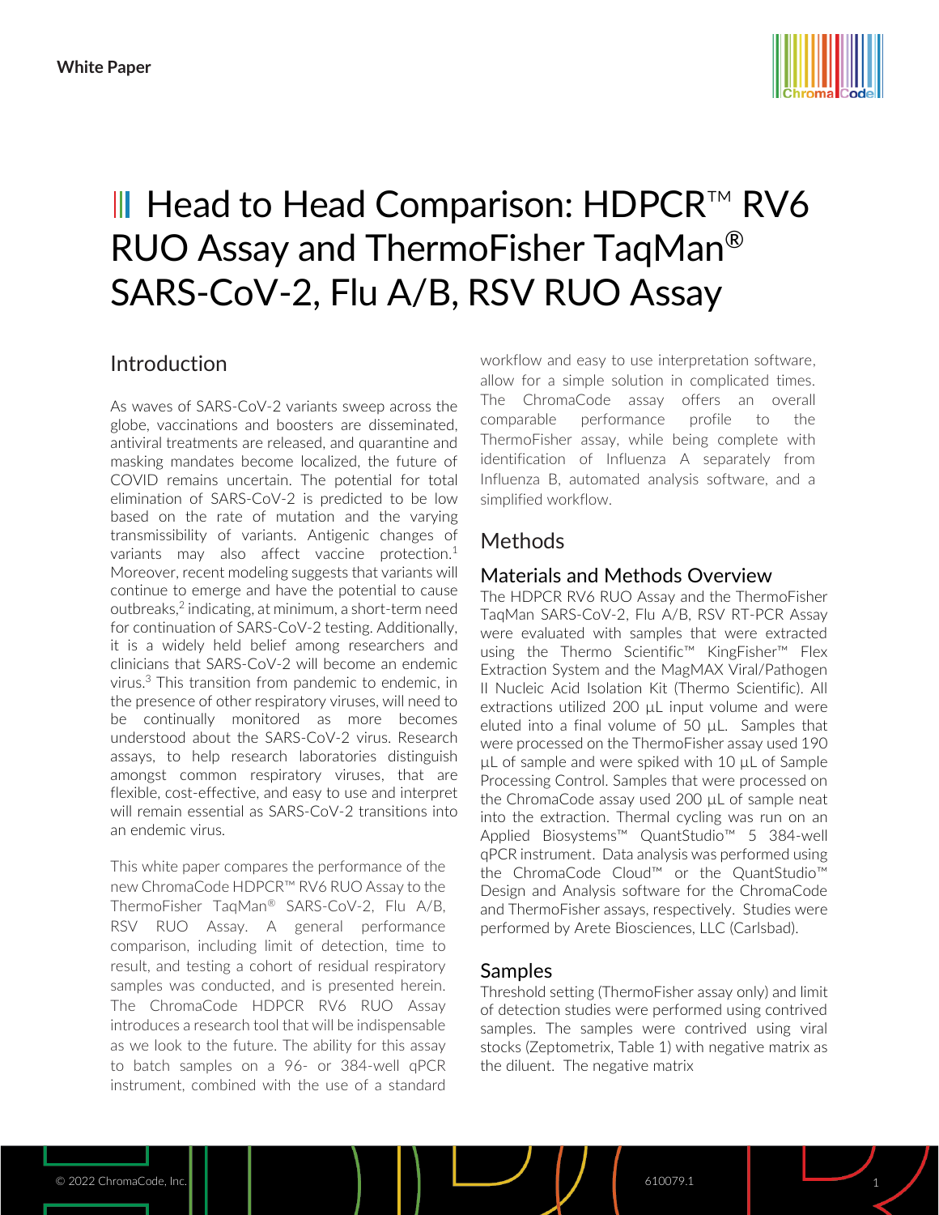White Paper

# Head to Head Comparison: HDPCR™ RV6 RUO Assay and ThermoFisher TaqMan® SARS-CoV-2, Flu A/B, RSV RUO Assay

## Introduction

As waves of SARS-CoV-2 variants sweep across the globe, vaccinations and boosters are disseminated, antiviral treatments are released, and quarantine and masking mandates become localized, the future of COVID remains uncertain. The potential for total elimination of SARS-CoV-2 is predicted to be low based on the rate of mutation and the varying transmissibility of variants. Antigenic changes of variants may also affect vaccine protection.[1] Moreover, recent modeling suggests that variants will continue to emerge and have the potential to cause outbreaks,[2] indicating, at minimum, a short-term need for continuation of SARS-CoV-2 testing. Additionally, it is a widely held belief among researchers and clinicians that SARS-CoV-2 will become an endemic virus.[3] This transition from pandemic to endemic, in the presence of other respiratory viruses, will need to be continually monitored as more becomes understood about the SARS-CoV-2 virus. Research assays, to help research laboratories distinguish amongst common respiratory viruses, that are flexible, cost-effective, and easy to use and interpret will remain essential as SARS-CoV-2 transitions into an endemic virus.

This white paper compares the performance of the new ChromaCode HDPCR™ RV6 RUO Assay to the ThermoFisher TaqMan® SARS-CoV-2, Flu A/B, RSV RUO Assay. A general performance comparison, including limit of detection, time to result, and testing a cohort of residual respiratory samples was conducted, and is presented herein. The ChromaCode HDPCR RV6 RUO Assay introduces a research tool that will be indispensable as we look to the future. The ability for this assay to batch samples on a 96- or 384-well qPCR instrument, combined with the use of a standard workflow and easy to use interpretation software, allow for a simple solution in complicated times. The ChromaCode assay offers an overall comparable performance profile to the ThermoFisher assay, while being complete with identification of Influenza A separately from Influenza B, automated analysis software, and a simplified workflow.

## Methods

### Materials and Methods Overview

The HDPCR RV6 RUO Assay and the ThermoFisher TaqMan SARS-CoV-2, Flu A/B, RSV RT-PCR Assay were evaluated with samples that were extracted using the Thermo Scientific™ KingFisher™ Flex Extraction System and the MagMAX Viral/Pathogen II Nucleic Acid Isolation Kit (Thermo Scientific). All extractions utilized 200 µL input volume and were eluted into a final volume of 50 µL. Samples that were processed on the ThermoFisher assay used 190 µL of sample and were spiked with 10 µL of Sample Processing Control. Samples that were processed on the ChromaCode assay used 200 µL of sample neat into the extraction. Thermal cycling was run on an Applied Biosystems™ QuantStudio™ 5 384-well qPCR instrument. Data analysis was performed using the ChromaCode Cloud™ or the QuantStudio™ Design and Analysis software for the ChromaCode and ThermoFisher assays, respectively. Studies were performed by Arete Biosciences, LLC (Carlsbad).

### Samples

Threshold setting (ThermoFisher assay only) and limit of detection studies were performed using contrived samples. The samples were contrived using viral stocks (Zeptometrix, Table 1) with negative matrix as the diluent. The negative matrix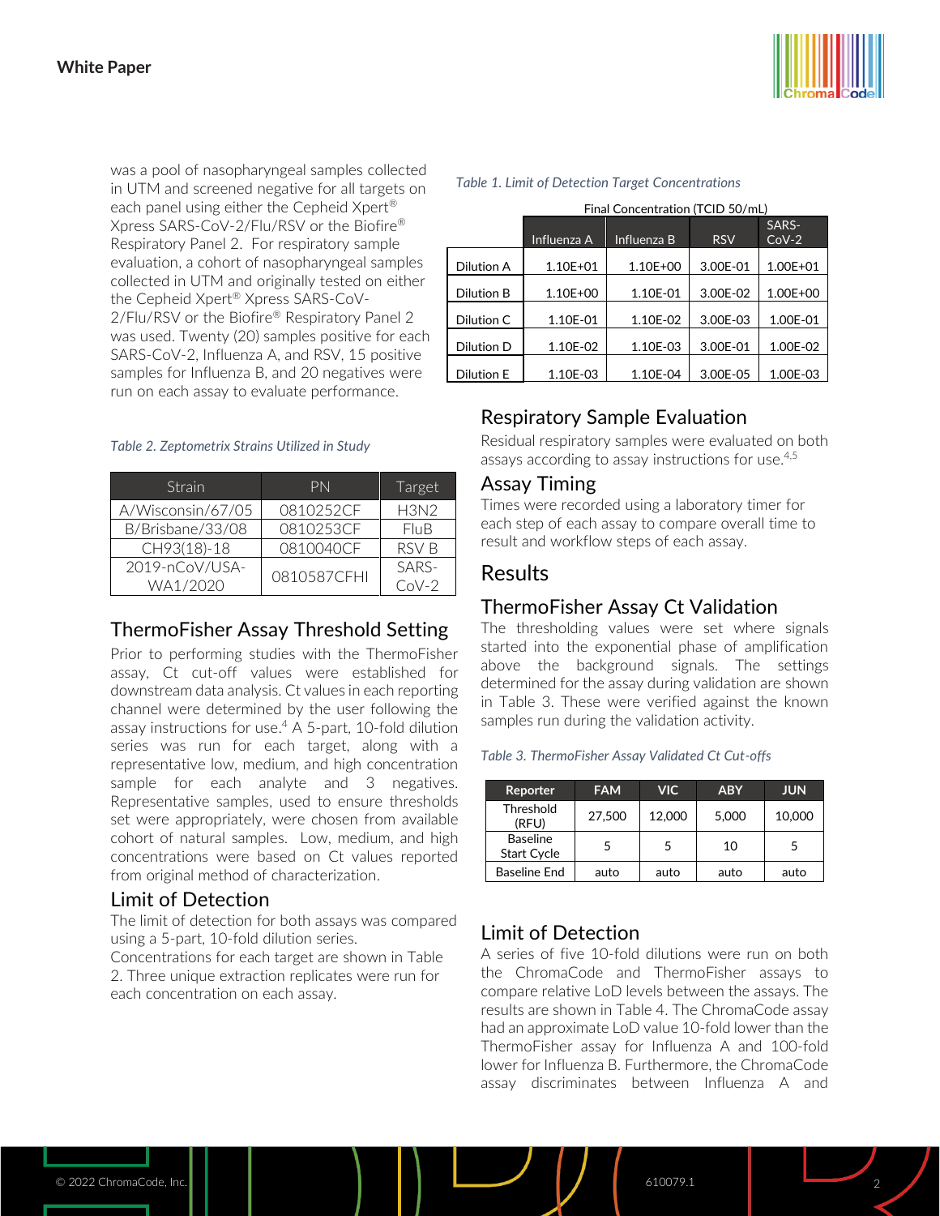was a pool of nasopharyngeal samples collected in UTM and screened negative for all targets on each panel using either the Cepheid Xpert® Xpress SARS-CoV-2/Flu/RSV or the Biofire® Respiratory Panel 2. For respiratory sample evaluation, a cohort of nasopharyngeal samples collected in UTM and originally tested on either the Cepheid Xpert® Xpress SARS-CoV-2/Flu/RSV or the Biofire® Respiratory Panel 2 was used. Twenty (20) samples positive for each SARS-CoV-2, Influenza A, and RSV, 15 positive samples for Influenza B, and 20 negatives were run on each assay to evaluate performance.

*Table 2. Zeptometrix Strains Utilized in Study*

| Strain | PN | Target |
|---|---|---|
| A/Wisconsin/67/05 | 0810252CF | H3N2 |
| B/Brisbane/33/08 | 0810253CF | FluB |
| CH93(18)-18 | 0810040CF | RSV B |
| 2019-nCoV/USA-WA1/2020 | 0810587CFHI | SARS-CoV-2 |

## ThermoFisher Assay Threshold Setting

Prior to performing studies with the ThermoFisher assay, Ct cut-off values were established for downstream data analysis. Ct values in each reporting channel were determined by the user following the assay instructions for use.[4] A 5-part, 10-fold dilution series was run for each target, along with a representative low, medium, and high concentration sample for each analyte and 3 negatives. Representative samples, used to ensure thresholds set were appropriately, were chosen from available cohort of natural samples. Low, medium, and high concentrations were based on Ct values reported from original method of characterization.

## Limit of Detection

The limit of detection for both assays was compared using a 5-part, 10-fold dilution series. Concentrations for each target are shown in Table 2. Three unique extraction replicates were run for each concentration on each assay.

*Table 1. Limit of Detection Target Concentrations*

| | Final Concentration (TCID 50/mL) | | | |
|---|---|---|---|---|
| | Influenza A | Influenza B | RSV | SARS-CoV-2 |
| Dilution A | 1.10E+01 | 1.10E+00 | 3.00E-01 | 1.00E+01 |
| Dilution B | 1.10E+00 | 1.10E-01 | 3.00E-02 | 1.00E+00 |
| Dilution C | 1.10E-01 | 1.10E-02 | 3.00E-03 | 1.00E-01 |
| Dilution D | 1.10E-02 | 1.10E-03 | 3.00E-01 | 1.00E-02 |
| Dilution E | 1.10E-03 | 1.10E-04 | 3.00E-05 | 1.00E-03 |

## Respiratory Sample Evaluation

Residual respiratory samples were evaluated on both assays according to assay instructions for use.[4,5]

## Assay Timing

Times were recorded using a laboratory timer for each step of each assay to compare overall time to result and workflow steps of each assay.

# Results

## ThermoFisher Assay Ct Validation

The thresholding values were set where signals started into the exponential phase of amplification above the background signals. The settings determined for the assay during validation are shown in Table 3. These were verified against the known samples run during the validation activity.

*Table 3. ThermoFisher Assay Validated Ct Cut-offs*

| Reporter | FAM | VIC | ABY | JUN |
|---|---|---|---|---|
| Threshold (RFU) | 27,500 | 12,000 | 5,000 | 10,000 |
| Baseline Start Cycle | 5 | 5 | 10 | 5 |
| Baseline End | auto | auto | auto | auto |

## Limit of Detection

A series of five 10-fold dilutions were run on both the ChromaCode and ThermoFisher assays to compare relative LoD levels between the assays. The results are shown in Table 4. The ChromaCode assay had an approximate LoD value 10-fold lower than the ThermoFisher assay for Influenza A and 100-fold lower for Influenza B. Furthermore, the ChromaCode assay discriminates between Influenza A and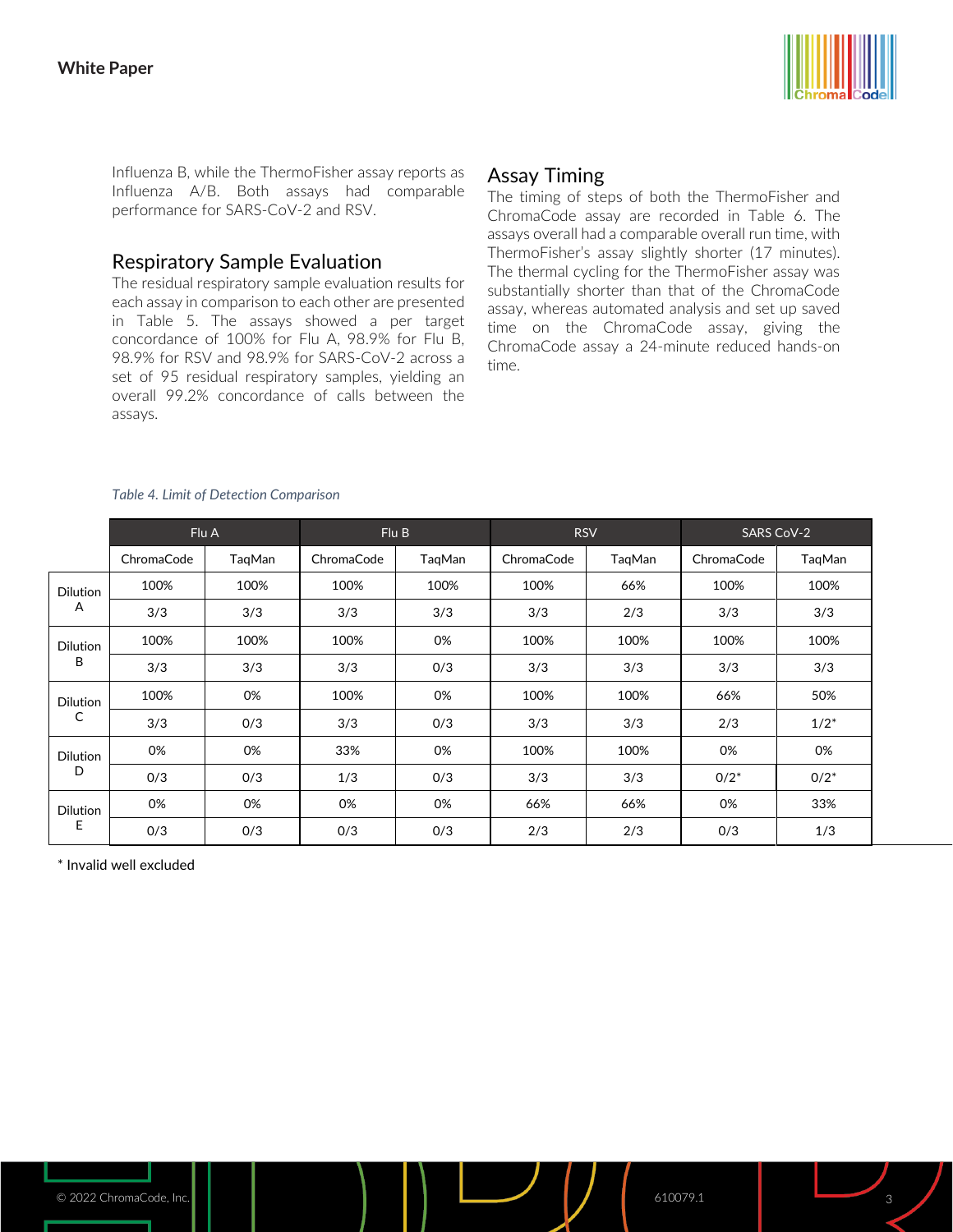Influenza B, while the ThermoFisher assay reports as Influenza A/B. Both assays had comparable performance for SARS-CoV-2 and RSV.

## Respiratory Sample Evaluation

The residual respiratory sample evaluation results for each assay in comparison to each other are presented in Table 5. The assays showed a per target concordance of 100% for Flu A, 98.9% for Flu B, 98.9% for RSV and 98.9% for SARS-CoV-2 across a set of 95 residual respiratory samples, yielding an overall 99.2% concordance of calls between the assays.

## Assay Timing

The timing of steps of both the ThermoFisher and ChromaCode assay are recorded in Table 6. The assays overall had a comparable overall run time, with ThermoFisher's assay slightly shorter (17 minutes). The thermal cycling for the ThermoFisher assay was substantially shorter than that of the ChromaCode assay, whereas automated analysis and set up saved time on the ChromaCode assay, giving the ChromaCode assay a 24-minute reduced hands-on time.

*Table 4. Limit of Detection Comparison*

| | Flu A | | Flu B | | RSV | | SARS CoV-2 | |
|---|---|---|---|---|---|---|---|---|
| | ChromaCode | TaqMan | ChromaCode | TaqMan | ChromaCode | TaqMan | ChromaCode | TaqMan |
| Dilution A | 100% | 100% | 100% | 100% | 100% | 66% | 100% | 100% |
| | 3/3 | 3/3 | 3/3 | 3/3 | 3/3 | 2/3 | 3/3 | 3/3 |
| Dilution B | 100% | 100% | 100% | 0% | 100% | 100% | 100% | 100% |
| | 3/3 | 3/3 | 3/3 | 0/3 | 3/3 | 3/3 | 3/3 | 3/3 |
| Dilution C | 100% | 0% | 100% | 0% | 100% | 100% | 66% | 50% |
| | 3/3 | 0/3 | 3/3 | 0/3 | 3/3 | 3/3 | 2/3 | 1/2* |
| Dilution D | 0% | 0% | 33% | 0% | 100% | 100% | 0% | 0% |
| | 0/3 | 0/3 | 1/3 | 0/3 | 3/3 | 3/3 | 0/2* | 0/2* |
| Dilution E | 0% | 0% | 0% | 0% | 66% | 66% | 0% | 33% |
| | 0/3 | 0/3 | 0/3 | 0/3 | 2/3 | 2/3 | 0/3 | 1/3 |

* Invalid well excluded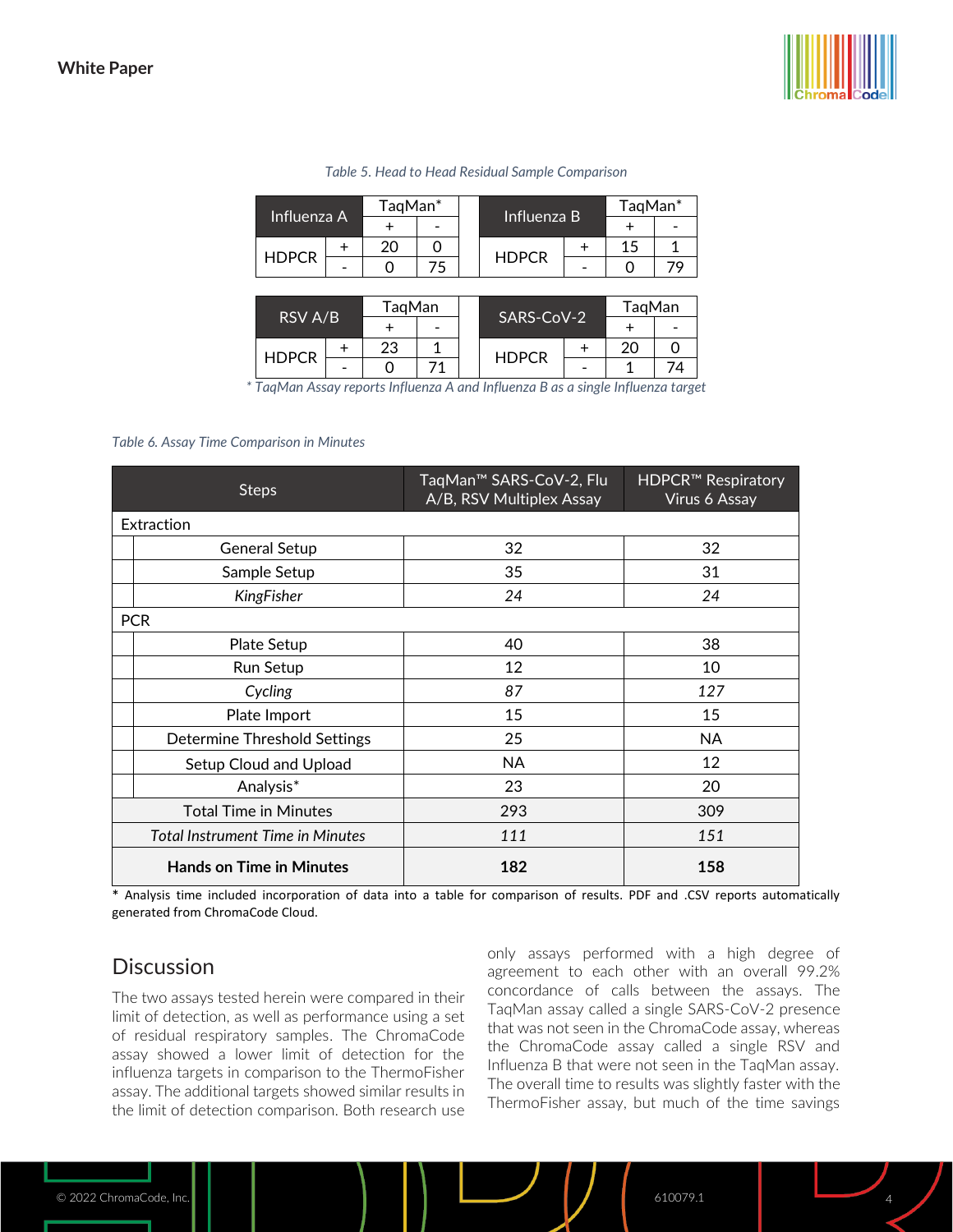*Table 5. Head to Head Residual Sample Comparison*

| Influenza A | | TaqMan* + | TaqMan* - |
|---|---|---|---|
| HDPCR | + | 20 | 0 |
| HDPCR | - | 0 | 75 |

| Influenza B | | TaqMan* + | TaqMan* - |
|---|---|---|---|
| HDPCR | + | 15 | 1 |
| HDPCR | - | 0 | 79 |

| RSV A/B | | TaqMan + | TaqMan - |
|---|---|---|---|
| HDPCR | + | 23 | 1 |
| HDPCR | - | 0 | 71 |

| SARS-CoV-2 | | TaqMan + | TaqMan - |
|---|---|---|---|
| HDPCR | + | 20 | 0 |
| HDPCR | - | 1 | 74 |

*\* TaqMan Assay reports Influenza A and Influenza B as a single Influenza target*

*Table 6. Assay Time Comparison in Minutes*

| Steps | TaqMan™ SARS-CoV-2, Flu A/B, RSV Multiplex Assay | HDPCR™ Respiratory Virus 6 Assay |
|---|---|---|
| Extraction | | |
| General Setup | 32 | 32 |
| Sample Setup | 35 | 31 |
| *KingFisher* | *24* | *24* |
| PCR | | |
| Plate Setup | 40 | 38 |
| Run Setup | 12 | 10 |
| *Cycling* | *87* | *127* |
| Plate Import | 15 | 15 |
| Determine Threshold Settings | 25 | NA |
| Setup Cloud and Upload | NA | 12 |
| Analysis* | 23 | 20 |
| Total Time in Minutes | 293 | 309 |
| *Total Instrument Time in Minutes* | *111* | *151* |
| **Hands on Time in Minutes** | **182** | **158** |

\* Analysis time included incorporation of data into a table for comparison of results. PDF and .CSV reports automatically generated from ChromaCode Cloud.

## Discussion

The two assays tested herein were compared in their limit of detection, as well as performance using a set of residual respiratory samples. The ChromaCode assay showed a lower limit of detection for the influenza targets in comparison to the ThermoFisher assay. The additional targets showed similar results in the limit of detection comparison. Both research use only assays performed with a high degree of agreement to each other with an overall 99.2% concordance of calls between the assays. The TaqMan assay called a single SARS-CoV-2 presence that was not seen in the ChromaCode assay, whereas the ChromaCode assay called a single RSV and Influenza B that were not seen in the TaqMan assay. The overall time to results was slightly faster with the ThermoFisher assay, but much of the time savings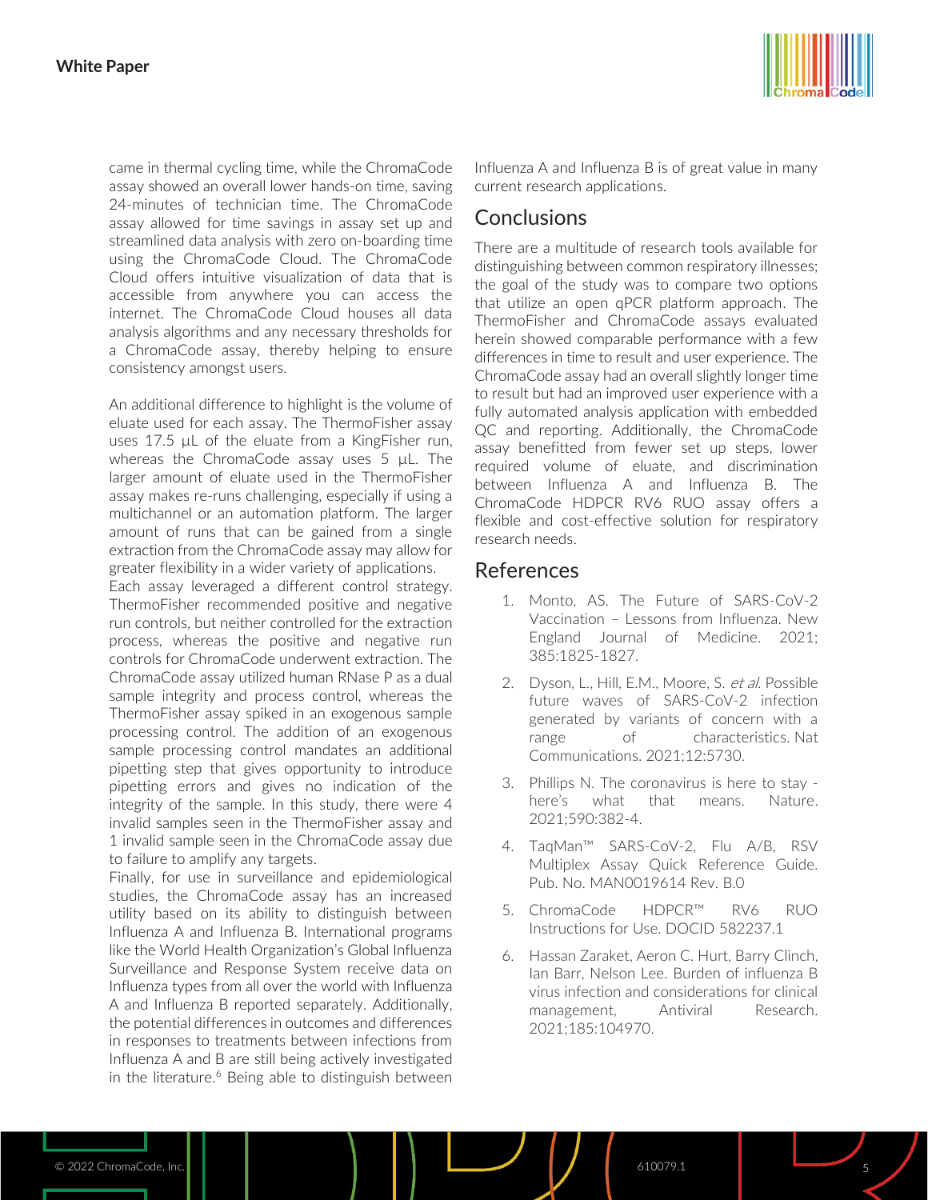came in thermal cycling time, while the ChromaCode assay showed an overall lower hands-on time, saving 24-minutes of technician time. The ChromaCode assay allowed for time savings in assay set up and streamlined data analysis with zero on-boarding time using the ChromaCode Cloud. The ChromaCode Cloud offers intuitive visualization of data that is accessible from anywhere you can access the internet. The ChromaCode Cloud houses all data analysis algorithms and any necessary thresholds for a ChromaCode assay, thereby helping to ensure consistency amongst users.

An additional difference to highlight is the volume of eluate used for each assay. The ThermoFisher assay uses 17.5 µL of the eluate from a KingFisher run, whereas the ChromaCode assay uses 5 µL. The larger amount of eluate used in the ThermoFisher assay makes re-runs challenging, especially if using a multichannel or an automation platform. The larger amount of runs that can be gained from a single extraction from the ChromaCode assay may allow for greater flexibility in a wider variety of applications.

Each assay leveraged a different control strategy. ThermoFisher recommended positive and negative run controls, but neither controlled for the extraction process, whereas the positive and negative run controls for ChromaCode underwent extraction. The ChromaCode assay utilized human RNase P as a dual sample integrity and process control, whereas the ThermoFisher assay spiked in an exogenous sample processing control. The addition of an exogenous sample processing control mandates an additional pipetting step that gives opportunity to introduce pipetting errors and gives no indication of the integrity of the sample. In this study, there were 4 invalid samples seen in the ThermoFisher assay and 1 invalid sample seen in the ChromaCode assay due to failure to amplify any targets.

Finally, for use in surveillance and epidemiological studies, the ChromaCode assay has an increased utility based on its ability to distinguish between Influenza A and Influenza B. International programs like the World Health Organization's Global Influenza Surveillance and Response System receive data on Influenza types from all over the world with Influenza A and Influenza B reported separately. Additionally, the potential differences in outcomes and differences in responses to treatments between infections from Influenza A and B are still being actively investigated in the literature.[6] Being able to distinguish between Influenza A and Influenza B is of great value in many current research applications.

## Conclusions

There are a multitude of research tools available for distinguishing between common respiratory illnesses; the goal of the study was to compare two options that utilize an open qPCR platform approach. The ThermoFisher and ChromaCode assays evaluated herein showed comparable performance with a few differences in time to result and user experience. The ChromaCode assay had an overall slightly longer time to result but had an improved user experience with a fully automated analysis application with embedded QC and reporting. Additionally, the ChromaCode assay benefitted from fewer set up steps, lower required volume of eluate, and discrimination between Influenza A and Influenza B. The ChromaCode HDPCR RV6 RUO assay offers a flexible and cost-effective solution for respiratory research needs.

## References

1. Monto, AS. The Future of SARS-CoV-2 Vaccination – Lessons from Influenza. New England Journal of Medicine. 2021; 385:1825-1827.
2. Dyson, L., Hill, E.M., Moore, S. *et al.* Possible future waves of SARS-CoV-2 infection generated by variants of concern with a range of characteristics. Nat Communications. 2021;12:5730.
3. Phillips N. The coronavirus is here to stay - here's what that means. Nature. 2021;590:382-4.
4. TaqMan™ SARS-CoV-2, Flu A/B, RSV Multiplex Assay Quick Reference Guide. Pub. No. MAN0019614 Rev. B.0
5. ChromaCode HDPCR™ RV6 RUO Instructions for Use. DOCID 582237.1
6. Hassan Zaraket, Aeron C. Hurt, Barry Clinch, Ian Barr, Nelson Lee. Burden of influenza B virus infection and considerations for clinical management, Antiviral Research. 2021;185:104970.